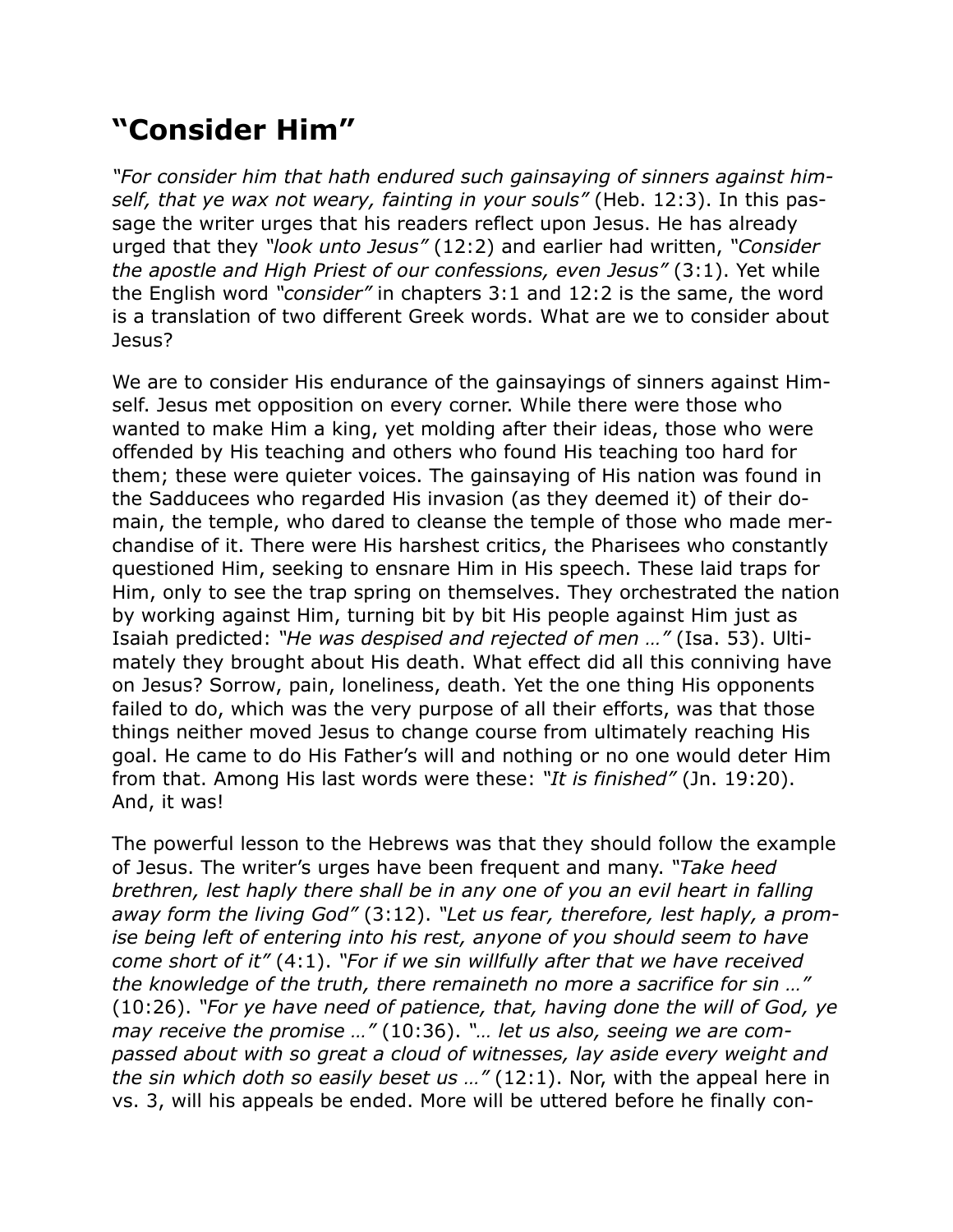# "Consider Him"

*"For consider him that hath endured such gainsaying of sinners against himself, that ye wax not weary, fainting in your souls"* (Heb. 12:3). In this passage the writer urges that his readers reflect upon Jesus. He has already urged that they *"look unto Jesus"* (12:2) and earlier had written, *"Consider the apostle and High Priest of our confessions, even Jesus"* (3:1). Yet while the English word *"consider"* in chapters 3:1 and 12:2 is the same, the word is a translation of two different Greek words. What are we to consider about Jesus?

We are to consider His endurance of the gainsayings of sinners against Himself. Jesus met opposition on every corner. While there were those who wanted to make Him a king, yet molding after their ideas, those who were offended by His teaching and others who found His teaching too hard for them; these were quieter voices. The gainsaying of His nation was found in the Sadducees who regarded His invasion (as they deemed it) of their domain, the temple, who dared to cleanse the temple of those who made merchandise of it. There were His harshest critics, the Pharisees who constantly questioned Him, seeking to ensnare Him in His speech. These laid traps for Him, only to see the trap spring on themselves. They orchestrated the nation by working against Him, turning bit by bit His people against Him just as Isaiah predicted: *"He was despised and rejected of men …"* (Isa. 53). Ultimately they brought about His death. What effect did all this conniving have on Jesus? Sorrow, pain, loneliness, death. Yet the one thing His opponents failed to do, which was the very purpose of all their efforts, was that those things neither moved Jesus to change course from ultimately reaching His goal. He came to do His Father's will and nothing or no one would deter Him from that. Among His last words were these: *"It is finished"* (Jn. 19:20). And, it was!

The powerful lesson to the Hebrews was that they should follow the example of Jesus. The writer's urges have been frequent and many. *"Take heed brethren, lest haply there shall be in any one of you an evil heart in falling away form the living God"* (3:12). *"Let us fear, therefore, lest haply, a promise being left of entering into his rest, anyone of you should seem to have come short of it"* (4:1). *"For if we sin willfully after that we have received the knowledge of the truth, there remaineth no more a sacrifice for sin …"* (10:26). *"For ye have need of patience, that, having done the will of God, ye may receive the promise …"* (10:36). *"… let us also, seeing we are compassed about with so great a cloud of witnesses, lay aside every weight and the sin which doth so easily beset us …"* (12:1). Nor, with the appeal here in vs. 3, will his appeals be ended. More will be uttered before he finally con-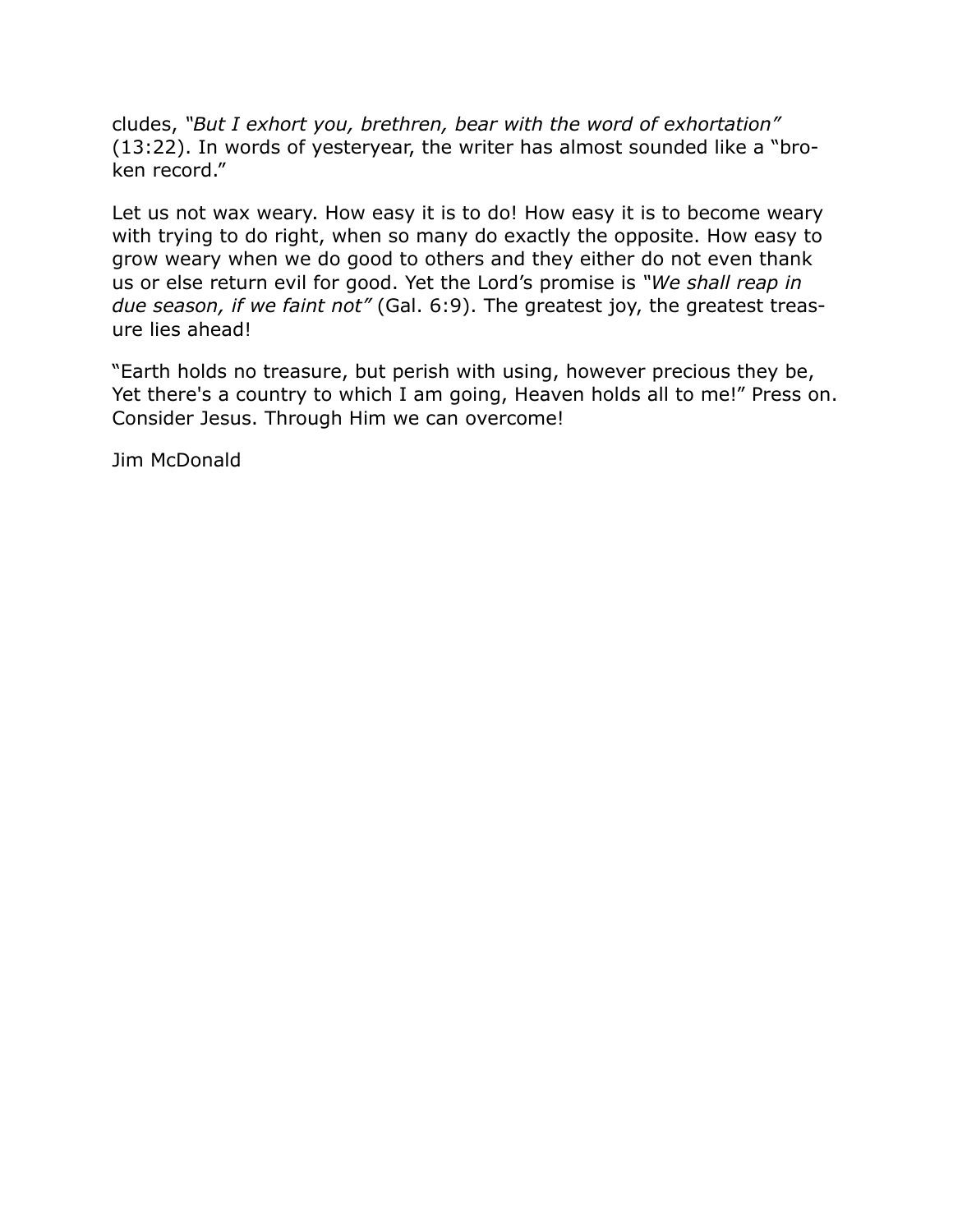cludes, *"But I exhort you, brethren, bear with the word of exhortation"* (13:22). In words of yesteryear, the writer has almost sounded like a "broken record."

Let us not wax weary. How easy it is to do! How easy it is to become weary with trying to do right, when so many do exactly the opposite. How easy to grow weary when we do good to others and they either do not even thank us or else return evil for good. Yet the Lord's promise is *"We shall reap in due season, if we faint not"* (Gal. 6:9). The greatest joy, the greatest treasure lies ahead!

"Earth holds no treasure, but perish with using, however precious they be, Yet there's a country to which I am going, Heaven holds all to me!" Press on. Consider Jesus. Through Him we can overcome!

Jim McDonald